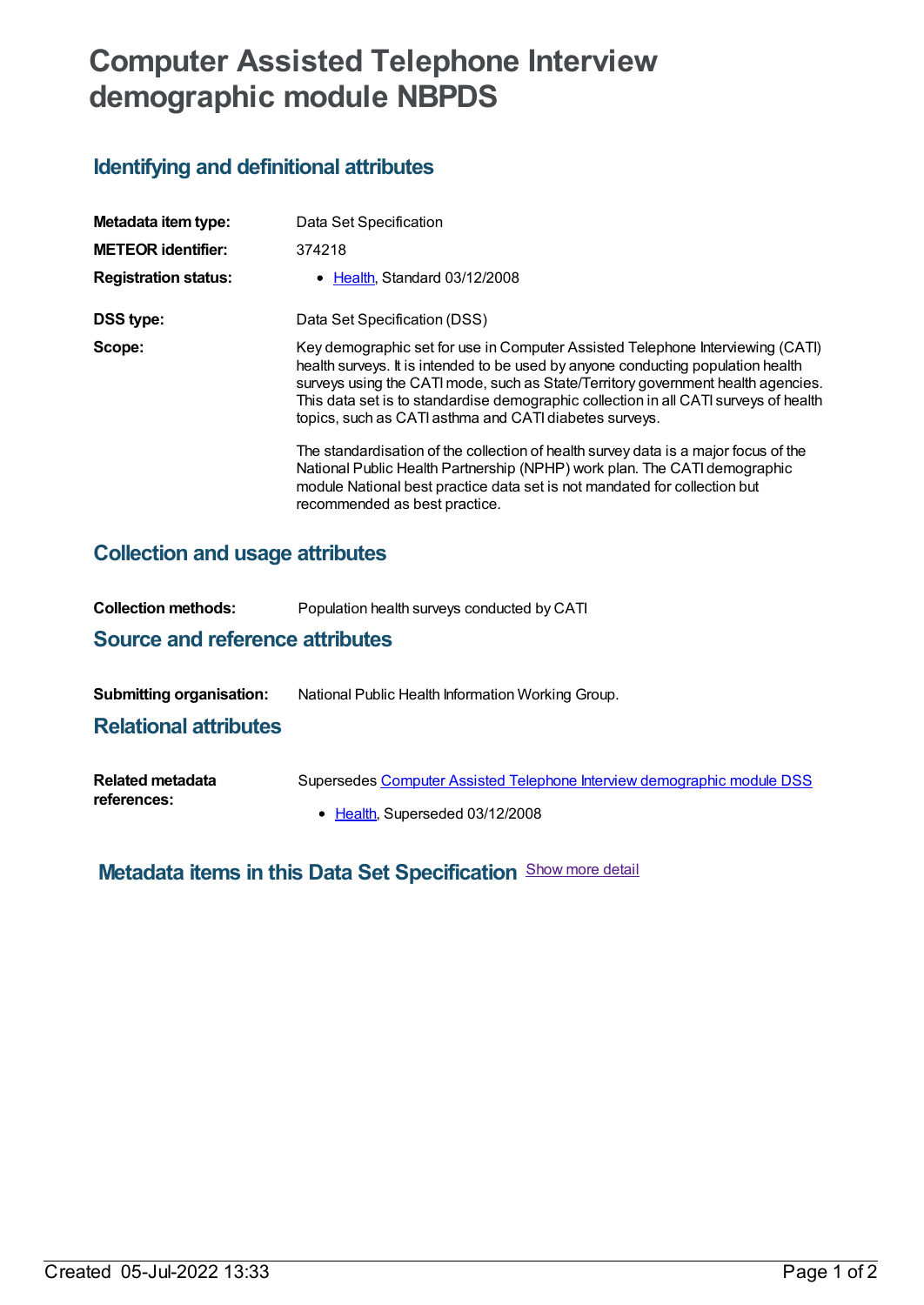# Computer Assisted Telephone Interview demographic module NBPDS

## Identifying and definitional attributes

**Metadata item type:** Data Set Specification

**METEOR identifier:** 374218

**Registration status:**
- Health, Standard 03/12/2008

**DSS type:** Data Set Specification (DSS)

**Scope:** Key demographic set for use in Computer Assisted Telephone Interviewing (CATI) health surveys. It is intended to be used by anyone conducting population health surveys using the CATI mode, such as State/Territory government health agencies. This data set is to standardise demographic collection in all CATI surveys of health topics, such as CATI asthma and CATI diabetes surveys.

The standardisation of the collection of health survey data is a major focus of the National Public Health Partnership (NPHP) work plan. The CATI demographic module National best practice data set is not mandated for collection but recommended as best practice.

## Collection and usage attributes

**Collection methods:** Population health surveys conducted by CATI

## Source and reference attributes

**Submitting organisation:** National Public Health Information Working Group.

## Relational attributes

**Related metadata references:** Supersedes Computer Assisted Telephone Interview demographic module DSS
- Health, Superseded 03/12/2008

## Metadata items in this Data Set Specification

Show more detail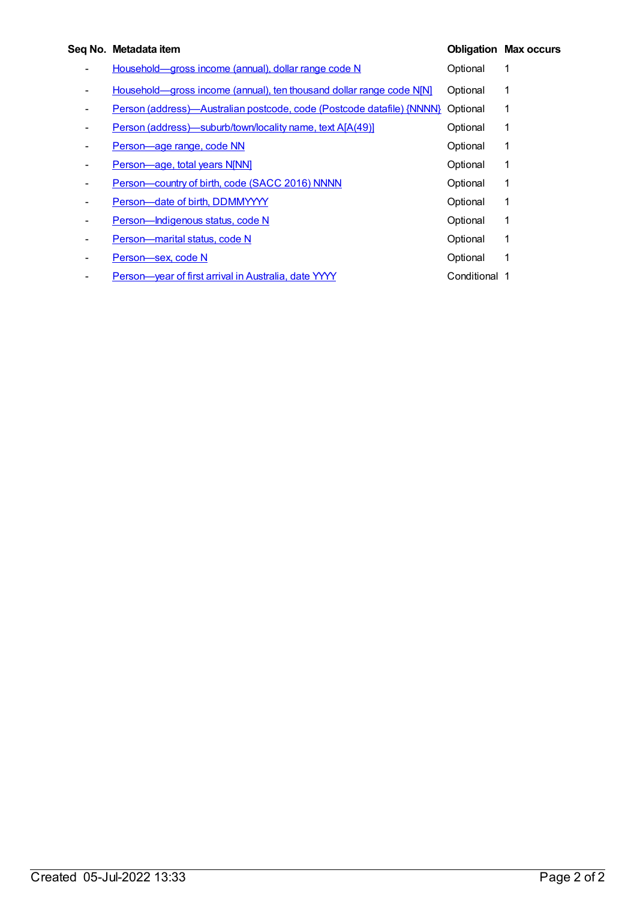| Seq No. | Metadata item | Obligation | Max occurs |
| --- | --- | --- | --- |
| - | Household—gross income (annual), dollar range code N | Optional | 1 |
| - | Household—gross income (annual), ten thousand dollar range code N[N] | Optional | 1 |
| - | Person (address)—Australian postcode, code (Postcode datafile) {NNNN} | Optional | 1 |
| - | Person (address)—suburb/town/locality name, text A[A(49)] | Optional | 1 |
| - | Person—age range, code NN | Optional | 1 |
| - | Person—age, total years N[NN] | Optional | 1 |
| - | Person—country of birth, code (SACC 2016) NNNN | Optional | 1 |
| - | Person—date of birth, DDMMYYYY | Optional | 1 |
| - | Person—Indigenous status, code N | Optional | 1 |
| - | Person—marital status, code N | Optional | 1 |
| - | Person—sex, code N | Optional | 1 |
| - | Person—year of first arrival in Australia, date YYYY | Conditional | 1 |

Created 05-Jul-2022 13:33